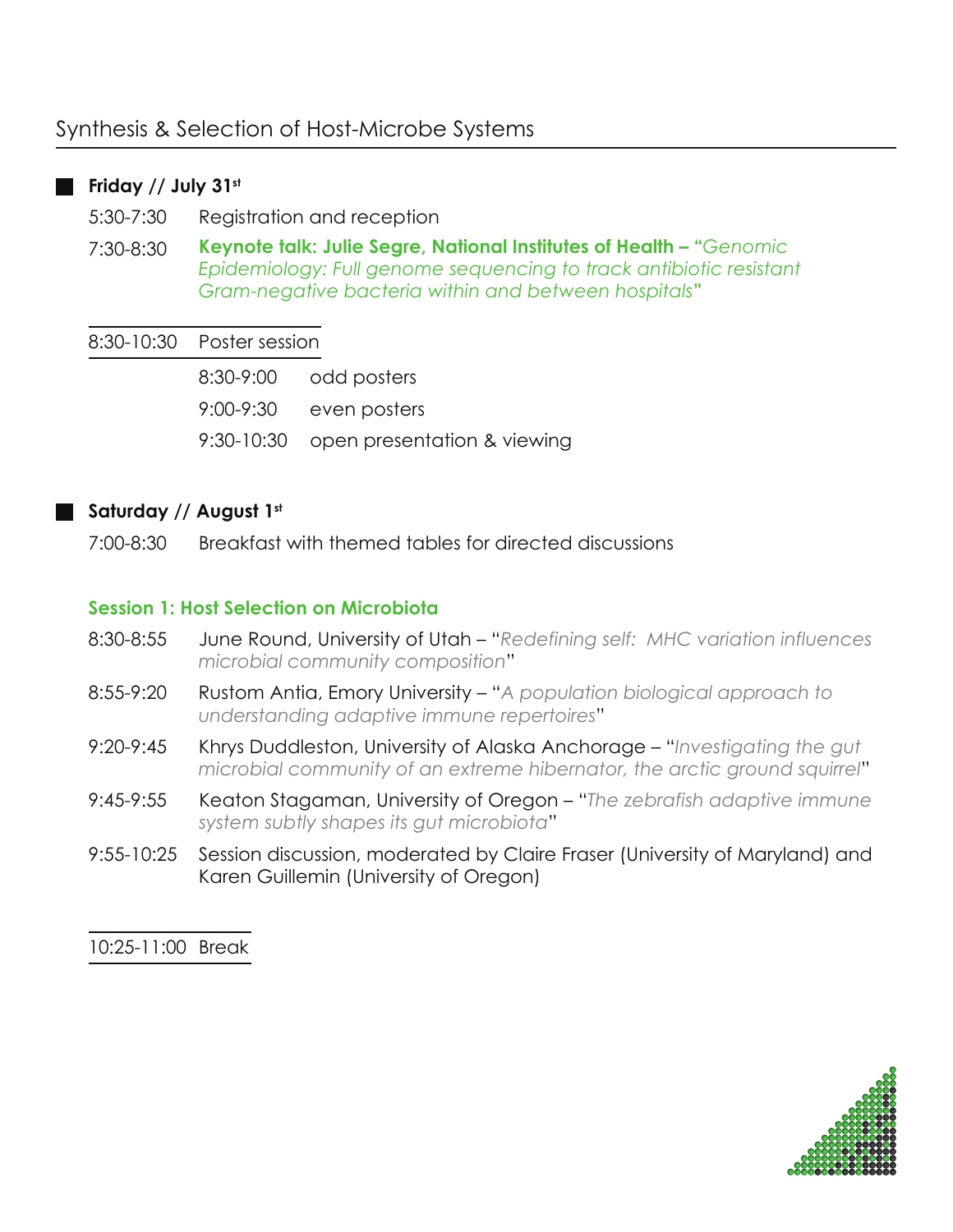# Synthesis & Selection of Host-Microbe Systems

## Friday // July 31st

5:30-7:30 Registration and reception

7:30-8:30 **Keynote talk: Julie Segre, National Institutes of Health – "***Genomic Epidemiology: Full genome sequencing to track antibiotic resistant Gram-negative bacteria within and between hospitals***"**

8:30-10:30 Poster session

- 8:30-9:00 odd posters
- 9:00-9:30 even posters
- 9:30-10:30 open presentation & viewing

## Saturday // August 1st

7:00-8:30 Breakfast with themed tables for directed discussions

### Session 1: Host Selection on Microbiota

8:30-8:55 June Round, University of Utah – "*Redefining self: MHC variation influences microbial community composition*"

8:55-9:20 Rustom Antia, Emory University – "*A population biological approach to understanding adaptive immune repertoires*"

9:20-9:45 Khrys Duddleston, University of Alaska Anchorage – "*Investigating the gut microbial community of an extreme hibernator, the arctic ground squirrel*"

9:45-9:55 Keaton Stagaman, University of Oregon – "*The zebrafish adaptive immune system subtly shapes its gut microbiota*"

9:55-10:25 Session discussion, moderated by Claire Fraser (University of Maryland) and Karen Guillemin (University of Oregon)

10:25-11:00 Break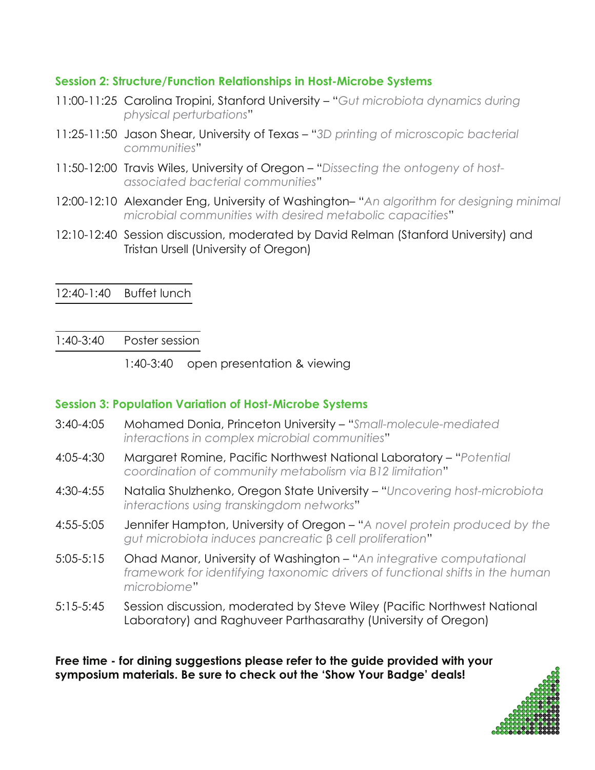### Session 2: Structure/Function Relationships in Host-Microbe Systems

11:00-11:25 Carolina Tropini, Stanford University – "*Gut microbiota dynamics during physical perturbations*"

11:25-11:50 Jason Shear, University of Texas – "*3D printing of microscopic bacterial communities*"

11:50-12:00 Travis Wiles, University of Oregon – "*Dissecting the ontogeny of host-associated bacterial communities*"

12:00-12:10 Alexander Eng, University of Washington– "*An algorithm for designing minimal microbial communities with desired metabolic capacities*"

12:10-12:40 Session discussion, moderated by David Relman (Stanford University) and Tristan Ursell (University of Oregon)

12:40-1:40 Buffet lunch

1:40-3:40 Poster session

1:40-3:40 open presentation & viewing

### Session 3: Population Variation of Host-Microbe Systems

3:40-4:05 Mohamed Donia, Princeton University – "*Small-molecule-mediated interactions in complex microbial communities*"

4:05-4:30 Margaret Romine, Pacific Northwest National Laboratory – "*Potential coordination of community metabolism via B12 limitation*"

4:30-4:55 Natalia Shulzhenko, Oregon State University – "*Uncovering host-microbiota interactions using transkingdom networks*"

4:55-5:05 Jennifer Hampton, University of Oregon – "*A novel protein produced by the gut microbiota induces pancreatic β cell proliferation*"

5:05-5:15 Ohad Manor, University of Washington – "*An integrative computational framework for identifying taxonomic drivers of functional shifts in the human microbiome*"

5:15-5:45 Session discussion, moderated by Steve Wiley (Pacific Northwest National Laboratory) and Raghuveer Parthasarathy (University of Oregon)

**Free time - for dining suggestions please refer to the guide provided with your symposium materials. Be sure to check out the 'Show Your Badge' deals!**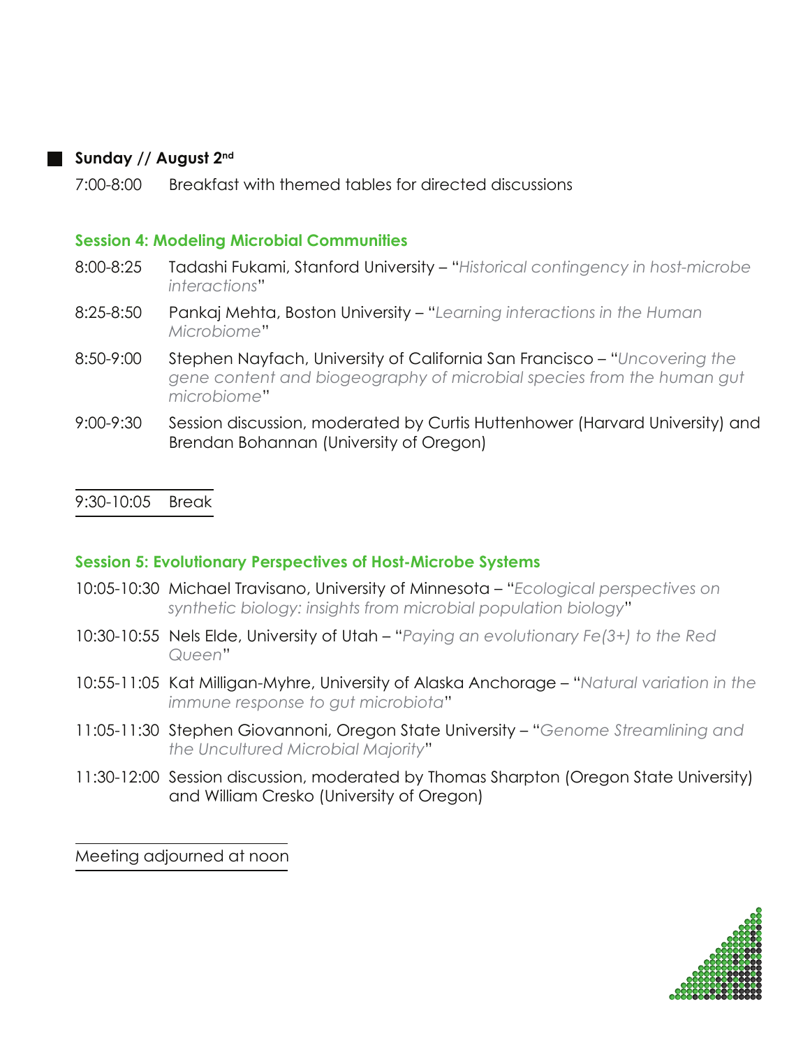## Sunday // August 2nd

7:00-8:00 Breakfast with themed tables for directed discussions

### Session 4: Modeling Microbial Communities

- 8:00-8:25 Tadashi Fukami, Stanford University – "*Historical contingency in host-microbe interactions*"
- 8:25-8:50 Pankaj Mehta, Boston University – "*Learning interactions in the Human Microbiome*"
- 8:50-9:00 Stephen Nayfach, University of California San Francisco – "*Uncovering the gene content and biogeography of microbial species from the human gut microbiome*"
- 9:00-9:30 Session discussion, moderated by Curtis Huttenhower (Harvard University) and Brendan Bohannan (University of Oregon)

9:30-10:05 Break

### Session 5: Evolutionary Perspectives of Host-Microbe Systems

- 10:05-10:30 Michael Travisano, University of Minnesota – "*Ecological perspectives on synthetic biology: insights from microbial population biology*"
- 10:30-10:55 Nels Elde, University of Utah – "*Paying an evolutionary $Fe(3+)$ to the Red Queen*"
- 10:55-11:05 Kat Milligan-Myhre, University of Alaska Anchorage – "*Natural variation in the immune response to gut microbiota*"
- 11:05-11:30 Stephen Giovannoni, Oregon State University – "*Genome Streamlining and the Uncultured Microbial Majority*"
- 11:30-12:00 Session discussion, moderated by Thomas Sharpton (Oregon State University) and William Cresko (University of Oregon)

Meeting adjourned at noon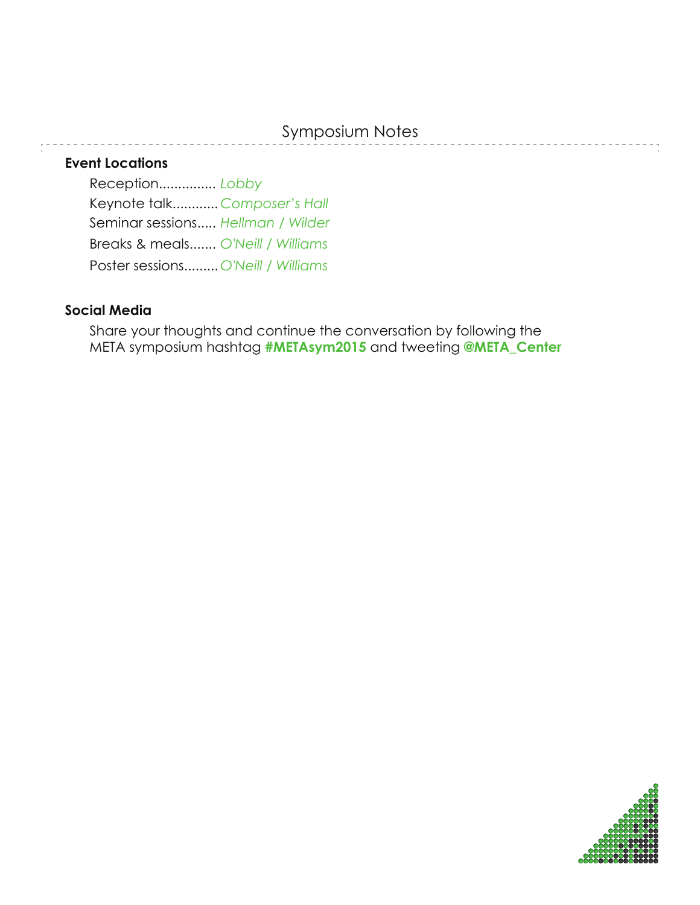## Symposium Notes

**Event Locations**

Reception............... *Lobby*
Keynote talk............ *Composer's Hall*
Seminar sessions..... *Hellman / Wilder*
Breaks & meals....... *O'Neill / Williams*
Poster sessions......... *O'Neill / Williams*

**Social Media**

Share your thoughts and continue the conversation by following the META symposium hashtag **#METAsym2015** and tweeting **@META_Center**